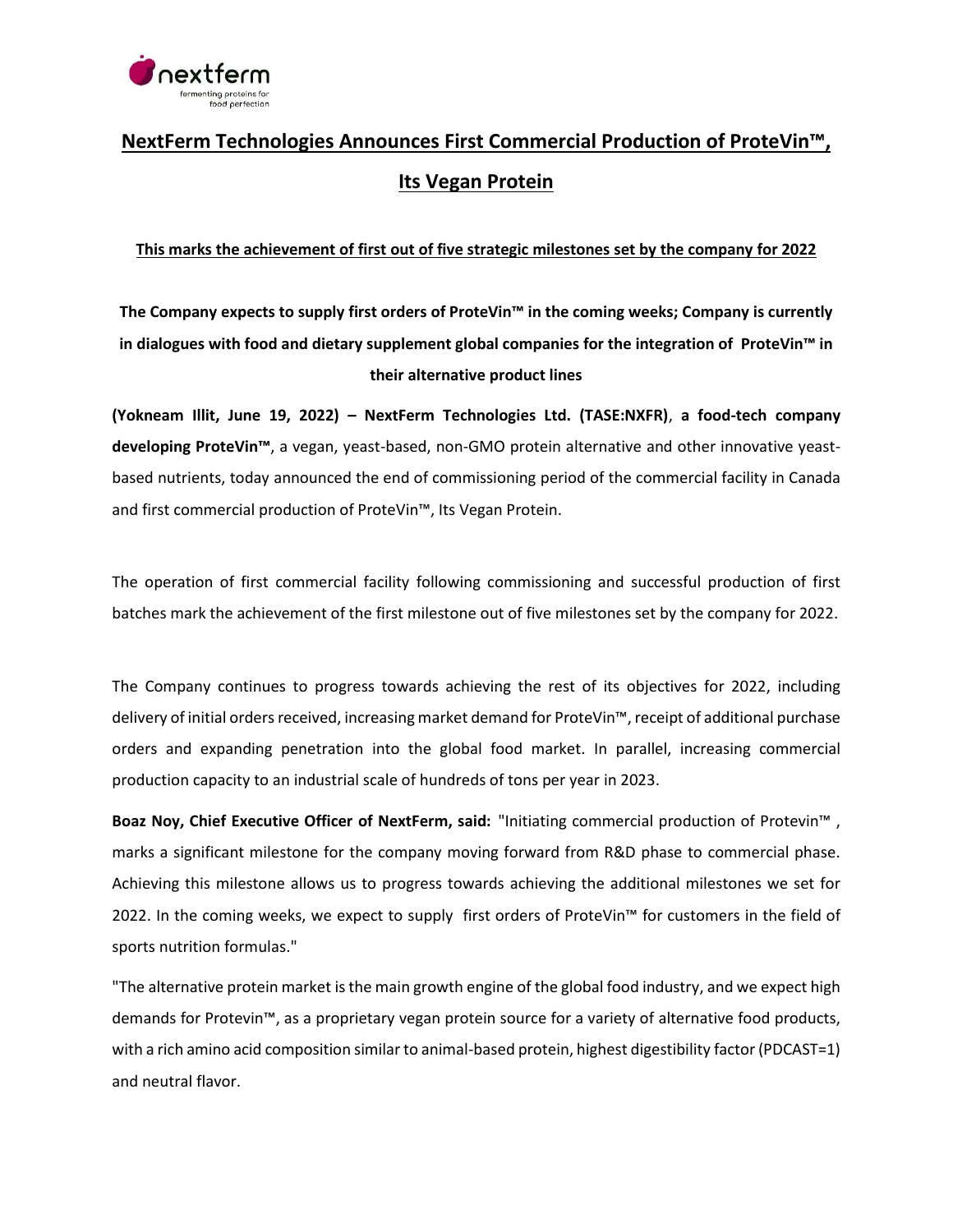nextferm
fermenting proteins for food perfection

# NextFerm Technologies Announces First Commercial Production of ProteVin™, Its Vegan Protein

**This marks the achievement of first out of five strategic milestones set by the company for 2022**

**The Company expects to supply first orders of ProteVin™ in the coming weeks; Company is currently in dialogues with food and dietary supplement global companies for the integration of ProteVin™ in their alternative product lines**

**(Yokneam Illit, June 19, 2022) – NextFerm Technologies Ltd. (TASE:NXFR)**, **a food-tech company developing ProteVin™**, a vegan, yeast-based, non-GMO protein alternative and other innovative yeast-based nutrients, today announced the end of commissioning period of the commercial facility in Canada and first commercial production of ProteVin™, Its Vegan Protein.

The operation of first commercial facility following commissioning and successful production of first batches mark the achievement of the first milestone out of five milestones set by the company for 2022.

The Company continues to progress towards achieving the rest of its objectives for 2022, including delivery of initial orders received, increasing market demand for ProteVin™, receipt of additional purchase orders and expanding penetration into the global food market. In parallel, increasing commercial production capacity to an industrial scale of hundreds of tons per year in 2023.

**Boaz Noy, Chief Executive Officer of NextFerm, said:** "Initiating commercial production of Protevin™ , marks a significant milestone for the company moving forward from R&D phase to commercial phase. Achieving this milestone allows us to progress towards achieving the additional milestones we set for 2022. In the coming weeks, we expect to supply first orders of ProteVin™ for customers in the field of sports nutrition formulas."

"The alternative protein market is the main growth engine of the global food industry, and we expect high demands for Protevin™, as a proprietary vegan protein source for a variety of alternative food products, with a rich amino acid composition similar to animal-based protein, highest digestibility factor (PDCAST=1) and neutral flavor.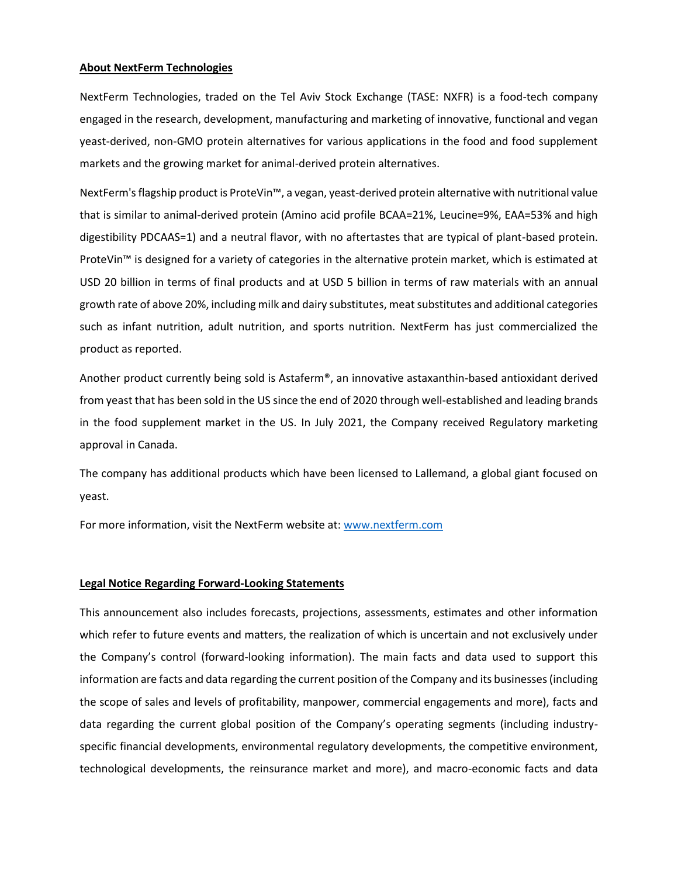**About NextFerm Technologies**

NextFerm Technologies, traded on the Tel Aviv Stock Exchange (TASE: NXFR) is a food-tech company engaged in the research, development, manufacturing and marketing of innovative, functional and vegan yeast-derived, non-GMO protein alternatives for various applications in the food and food supplement markets and the growing market for animal-derived protein alternatives.

NextFerm's flagship product is ProteVin™, a vegan, yeast-derived protein alternative with nutritional value that is similar to animal-derived protein (Amino acid profile BCAA=21%, Leucine=9%, EAA=53% and high digestibility PDCAAS=1) and a neutral flavor, with no aftertastes that are typical of plant-based protein. ProteVin™ is designed for a variety of categories in the alternative protein market, which is estimated at USD 20 billion in terms of final products and at USD 5 billion in terms of raw materials with an annual growth rate of above 20%, including milk and dairy substitutes, meat substitutes and additional categories such as infant nutrition, adult nutrition, and sports nutrition. NextFerm has just commercialized the product as reported.

Another product currently being sold is Astaferm®, an innovative astaxanthin-based antioxidant derived from yeast that has been sold in the US since the end of 2020 through well-established and leading brands in the food supplement market in the US. In July 2021, the Company received Regulatory marketing approval in Canada.

The company has additional products which have been licensed to Lallemand, a global giant focused on yeast.

For more information, visit the NextFerm website at: [www.nextferm.com](http://www.nextferm.com)

**Legal Notice Regarding Forward-Looking Statements**

This announcement also includes forecasts, projections, assessments, estimates and other information which refer to future events and matters, the realization of which is uncertain and not exclusively under the Company's control (forward-looking information). The main facts and data used to support this information are facts and data regarding the current position of the Company and its businesses (including the scope of sales and levels of profitability, manpower, commercial engagements and more), facts and data regarding the current global position of the Company's operating segments (including industry-specific financial developments, environmental regulatory developments, the competitive environment, technological developments, the reinsurance market and more), and macro-economic facts and data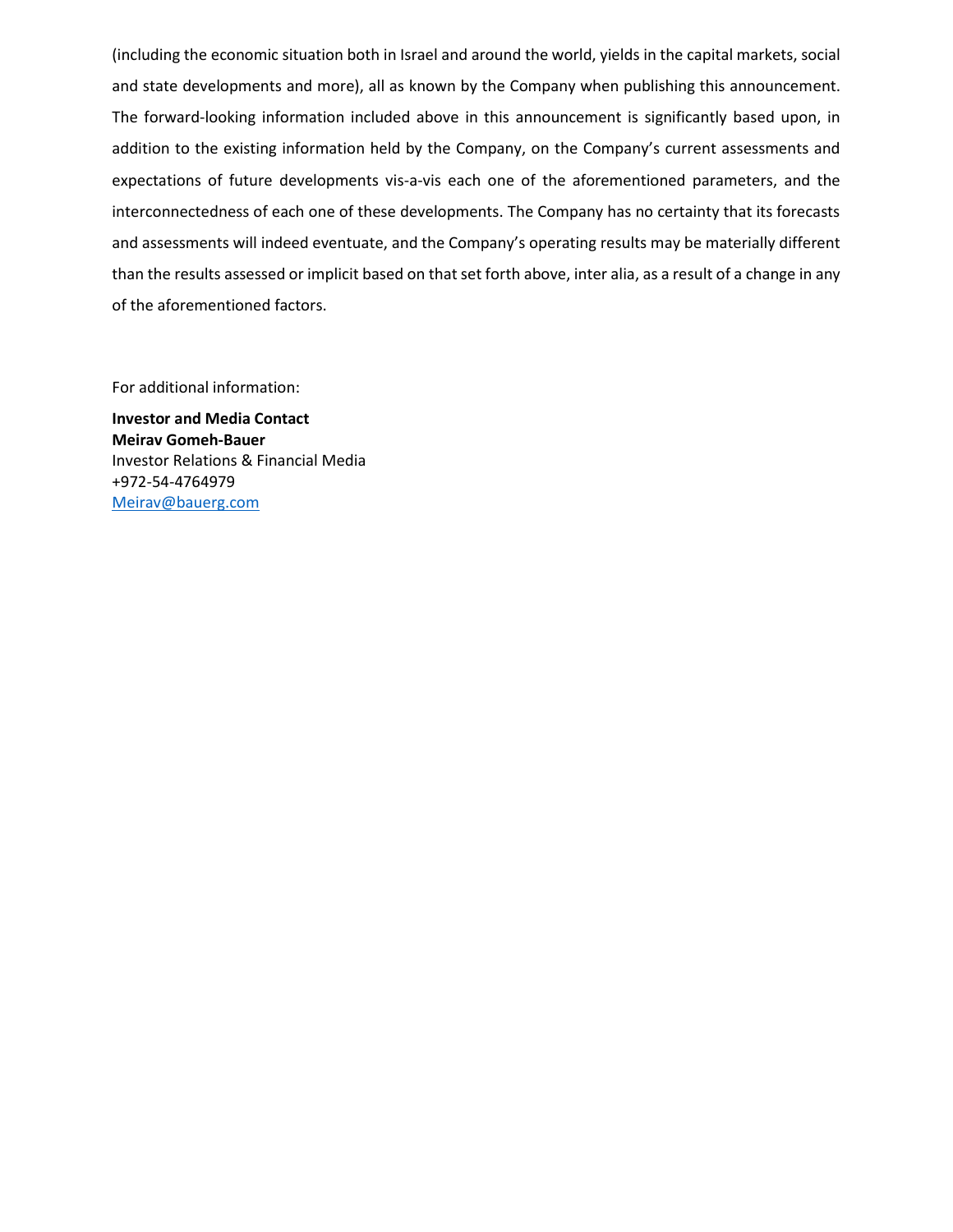(including the economic situation both in Israel and around the world, yields in the capital markets, social and state developments and more), all as known by the Company when publishing this announcement. The forward-looking information included above in this announcement is significantly based upon, in addition to the existing information held by the Company, on the Company's current assessments and expectations of future developments vis-a-vis each one of the aforementioned parameters, and the interconnectedness of each one of these developments. The Company has no certainty that its forecasts and assessments will indeed eventuate, and the Company's operating results may be materially different than the results assessed or implicit based on that set forth above, inter alia, as a result of a change in any of the aforementioned factors.

For additional information:

**Investor and Media Contact**
**Meirav Gomeh-Bauer**
Investor Relations & Financial Media
+972-54-4764979
Meirav@bauerg.com